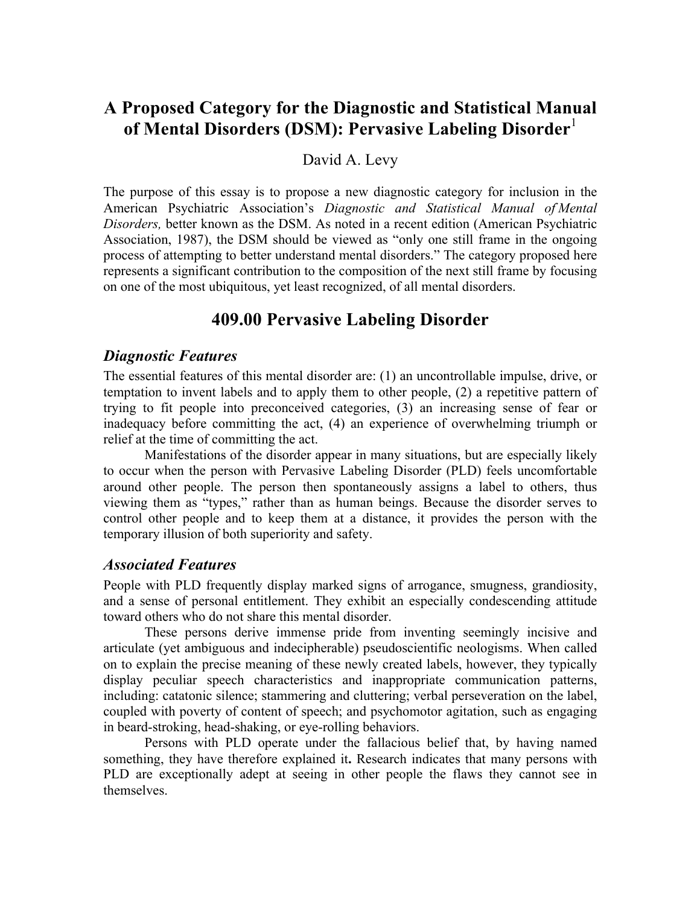# A Proposed Category for the Diagnostic and Statistical Manual of Mental Disorders (DSM): Pervasive Labeling Disorder[1]

David A. Levy

The purpose of this essay is to propose a new diagnostic category for inclusion in the American Psychiatric Association's *Diagnostic and Statistical Manual of Mental Disorders,* better known as the DSM. As noted in a recent edition (American Psychiatric Association, 1987), the DSM should be viewed as "only one still frame in the ongoing process of attempting to better understand mental disorders." The category proposed here represents a significant contribution to the composition of the next still frame by focusing on one of the most ubiquitous, yet least recognized, of all mental disorders.

## 409.00 Pervasive Labeling Disorder

### *Diagnostic Features*

The essential features of this mental disorder are: (1) an uncontrollable impulse, drive, or temptation to invent labels and to apply them to other people, (2) a repetitive pattern of trying to fit people into preconceived categories, (3) an increasing sense of fear or inadequacy before committing the act, (4) an experience of overwhelming triumph or relief at the time of committing the act.

Manifestations of the disorder appear in many situations, but are especially likely to occur when the person with Pervasive Labeling Disorder (PLD) feels uncomfortable around other people. The person then spontaneously assigns a label to others, thus viewing them as "types," rather than as human beings. Because the disorder serves to control other people and to keep them at a distance, it provides the person with the temporary illusion of both superiority and safety.

### *Associated Features*

People with PLD frequently display marked signs of arrogance, smugness, grandiosity, and a sense of personal entitlement. They exhibit an especially condescending attitude toward others who do not share this mental disorder.

These persons derive immense pride from inventing seemingly incisive and articulate (yet ambiguous and indecipherable) pseudoscientific neologisms. When called on to explain the precise meaning of these newly created labels, however, they typically display peculiar speech characteristics and inappropriate communication patterns, including: catatonic silence; stammering and cluttering; verbal perseveration on the label, coupled with poverty of content of speech; and psychomotor agitation, such as engaging in beard-stroking, head-shaking, or eye-rolling behaviors.

Persons with PLD operate under the fallacious belief that, by having named something, they have therefore explained it**.** Research indicates that many persons with PLD are exceptionally adept at seeing in other people the flaws they cannot see in themselves.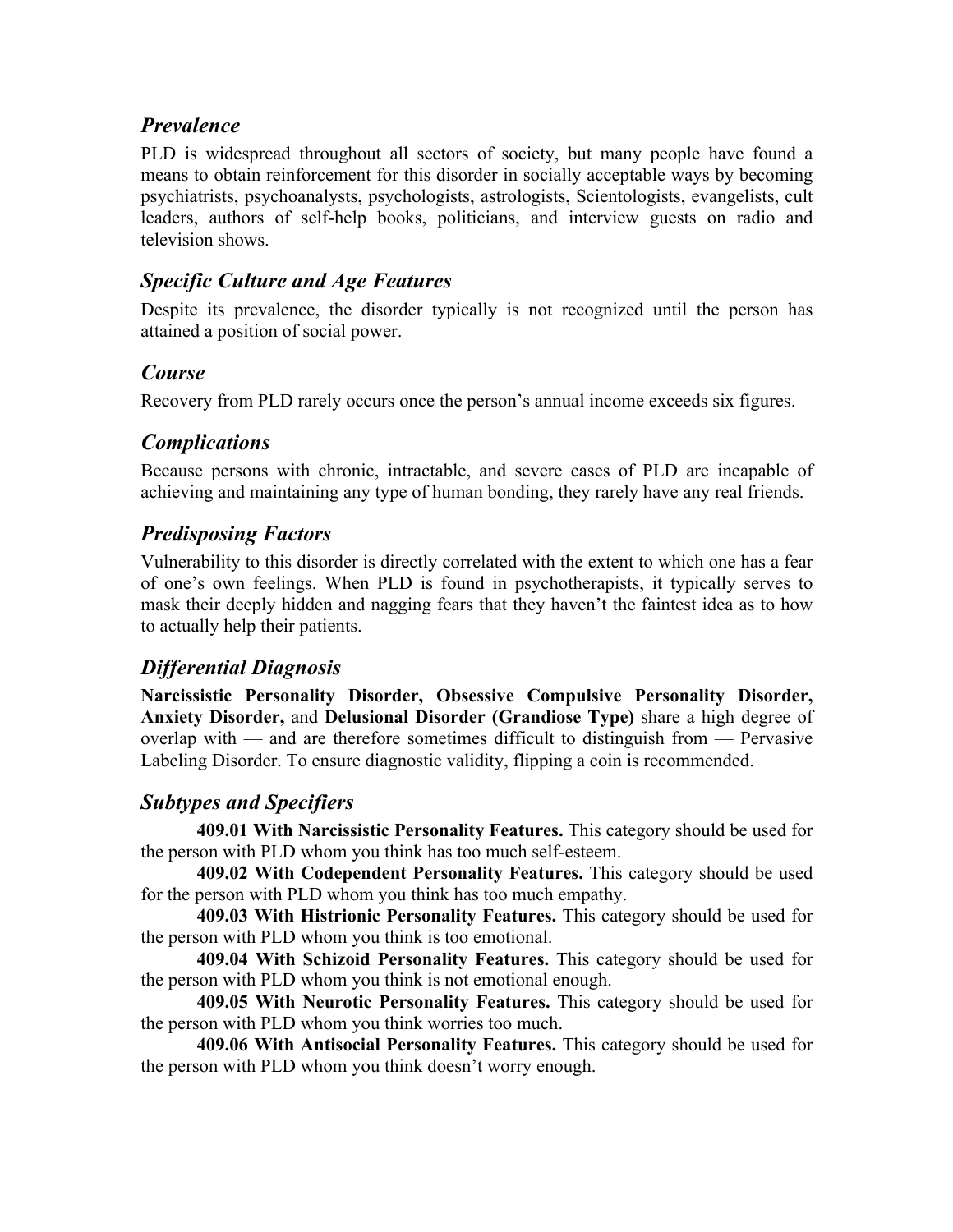### *Prevalence*

PLD is widespread throughout all sectors of society, but many people have found a means to obtain reinforcement for this disorder in socially acceptable ways by becoming psychiatrists, psychoanalysts, psychologists, astrologists, Scientologists, evangelists, cult leaders, authors of self-help books, politicians, and interview guests on radio and television shows.

### *Specific Culture and Age Features*

Despite its prevalence, the disorder typically is not recognized until the person has attained a position of social power.

### *Course*

Recovery from PLD rarely occurs once the person's annual income exceeds six figures.

### *Complications*

Because persons with chronic, intractable, and severe cases of PLD are incapable of achieving and maintaining any type of human bonding, they rarely have any real friends.

### *Predisposing Factors*

Vulnerability to this disorder is directly correlated with the extent to which one has a fear of one's own feelings. When PLD is found in psychotherapists, it typically serves to mask their deeply hidden and nagging fears that they haven't the faintest idea as to how to actually help their patients.

### *Differential Diagnosis*

**Narcissistic Personality Disorder, Obsessive Compulsive Personality Disorder, Anxiety Disorder,** and **Delusional Disorder (Grandiose Type)** share a high degree of overlap with — and are therefore sometimes difficult to distinguish from — Pervasive Labeling Disorder. To ensure diagnostic validity, flipping a coin is recommended.

### *Subtypes and Specifiers*

**409.01 With Narcissistic Personality Features.** This category should be used for the person with PLD whom you think has too much self-esteem.

**409.02 With Codependent Personality Features.** This category should be used for the person with PLD whom you think has too much empathy.

**409.03 With Histrionic Personality Features.** This category should be used for the person with PLD whom you think is too emotional.

**409.04 With Schizoid Personality Features.** This category should be used for the person with PLD whom you think is not emotional enough.

**409.05 With Neurotic Personality Features.** This category should be used for the person with PLD whom you think worries too much.

**409.06 With Antisocial Personality Features.** This category should be used for the person with PLD whom you think doesn't worry enough.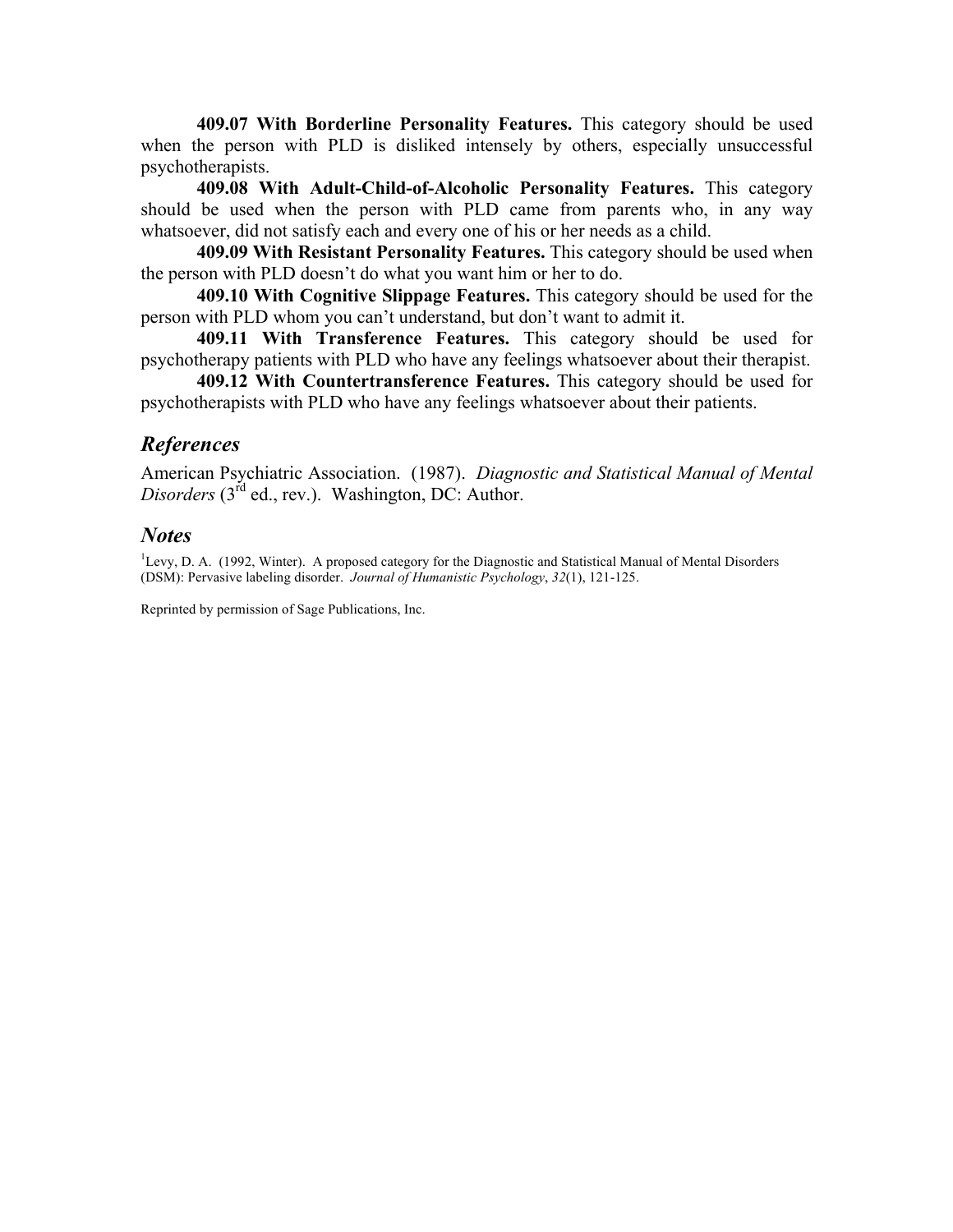**409.07 With Borderline Personality Features.** This category should be used when the person with PLD is disliked intensely by others, especially unsuccessful psychotherapists.

**409.08 With Adult-Child-of-Alcoholic Personality Features.** This category should be used when the person with PLD came from parents who, in any way whatsoever, did not satisfy each and every one of his or her needs as a child.

**409.09 With Resistant Personality Features.** This category should be used when the person with PLD doesn't do what you want him or her to do.

**409.10 With Cognitive Slippage Features.** This category should be used for the person with PLD whom you can't understand, but don't want to admit it.

**409.11 With Transference Features.** This category should be used for psychotherapy patients with PLD who have any feelings whatsoever about their therapist.

**409.12 With Countertransference Features.** This category should be used for psychotherapists with PLD who have any feelings whatsoever about their patients.

## *References*

American Psychiatric Association. (1987). *Diagnostic and Statistical Manual of Mental Disorders* (3rd ed., rev.). Washington, DC: Author.

## *Notes*

[1]Levy, D. A. (1992, Winter). A proposed category for the Diagnostic and Statistical Manual of Mental Disorders (DSM): Pervasive labeling disorder. *Journal of Humanistic Psychology*, *32*(1), 121-125.

Reprinted by permission of Sage Publications, Inc.